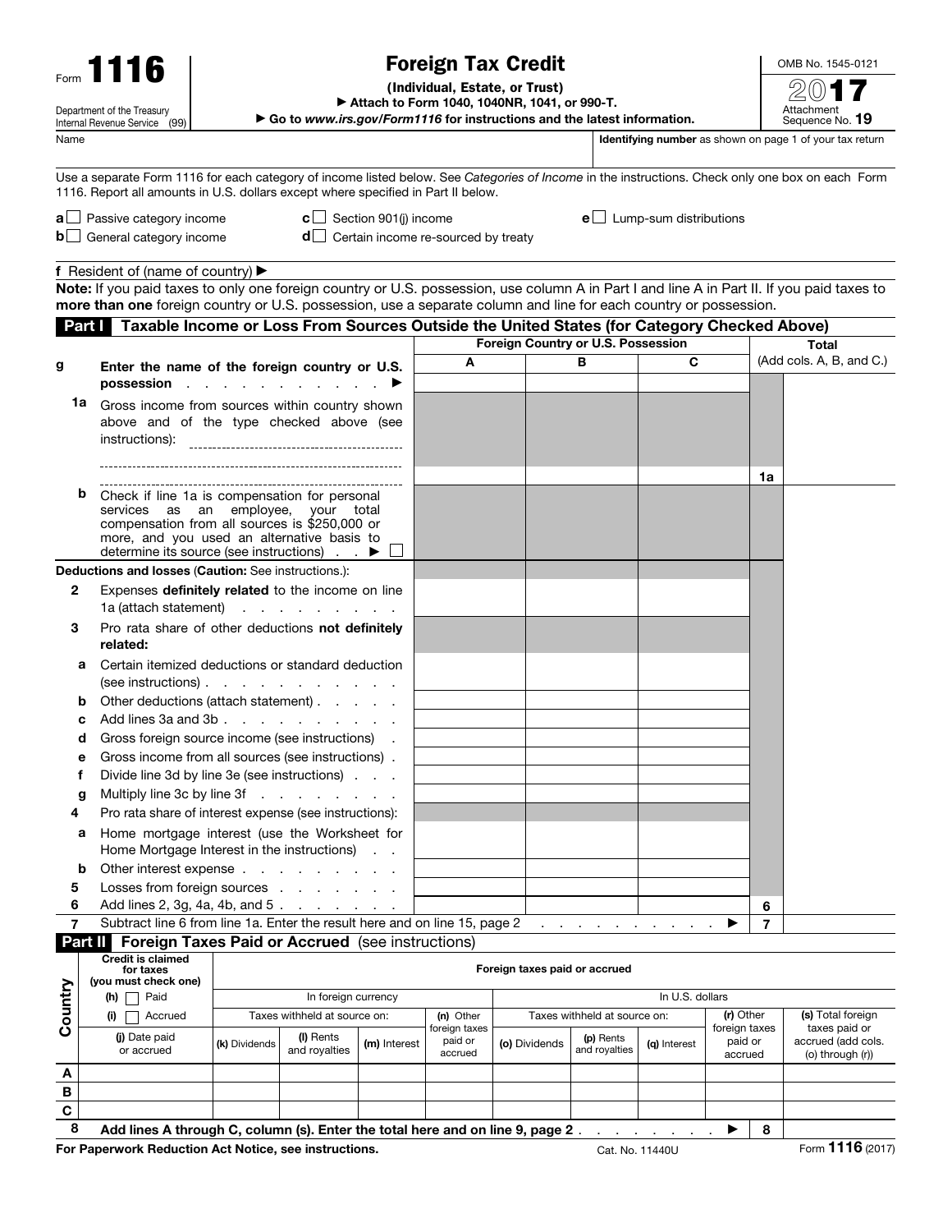Form **1116**

Department of the Treasury
Internal Revenue Service (99)

# Foreign Tax Credit

**(Individual, Estate, or Trust)**

▶ **Attach to Form 1040, 1040NR, 1041, or 990-T.**

▶ **Go to *www.irs.gov/Form1116* for instructions and the latest information.**

OMB No. 1545-0121

**2017**

Attachment Sequence No. **19**

Name | **Identifying number** as shown on page 1 of your tax return

Use a separate Form 1116 for each category of income listed below. See *Categories of Income* in the instructions. Check only one box on each Form 1116. Report all amounts in U.S. dollars except where specified in Part II below.

**a** ☐ Passive category income  **c** ☐ Section 901(j) income  **e** ☐ Lump-sum distributions

**b** ☐ General category income  **d** ☐ Certain income re-sourced by treaty

**f** Resident of (name of country) ▶

**Note:** If you paid taxes to only one foreign country or U.S. possession, use column A in Part I and line A in Part II. If you paid taxes to **more than one** foreign country or U.S. possession, use a separate column and line for each country or possession.

## Part I Taxable Income or Loss From Sources Outside the United States (for Category Checked Above)

| | | Foreign Country or U.S. Possession | | | | Total (Add cols. A, B, and C.) |
|---|---|---|---|---|---|---|
| | | **A** | **B** | **C** | | |
| **g** | **Enter the name of the foreign country or U.S. possession** ▶ | | | | | |
| **1a** | Gross income from sources within country shown above and of the type checked above (see instructions): | | | | **1a** | |
| **b** | Check if line 1a is compensation for personal services as an employee, your total compensation from all sources is $250,000 or more, and you used an alternative basis to determine its source (see instructions) ▶ ☐ | | | | | |
| | **Deductions and losses** (**Caution:** See instructions.): | | | | | |
| **2** | Expenses **definitely related** to the income on line 1a (attach statement) | | | | | |
| **3** | Pro rata share of other deductions **not definitely related:** | | | | | |
| **a** | Certain itemized deductions or standard deduction (see instructions) | | | | | |
| **b** | Other deductions (attach statement) | | | | | |
| **c** | Add lines 3a and 3b | | | | | |
| **d** | Gross foreign source income (see instructions) | | | | | |
| **e** | Gross income from all sources (see instructions) | | | | | |
| **f** | Divide line 3d by line 3e (see instructions) | | | | | |
| **g** | Multiply line 3c by line 3f | | | | | |
| **4** | Pro rata share of interest expense (see instructions): | | | | | |
| **a** | Home mortgage interest (use the Worksheet for Home Mortgage Interest in the instructions) | | | | | |
| **b** | Other interest expense | | | | | |
| **5** | Losses from foreign sources | | | | | |
| **6** | Add lines 2, 3g, 4a, 4b, and 5 | | | | **6** | |
| **7** | Subtract line 6 from line 1a. Enter the result here and on line 15, page 2 ▶ | | | | **7** | |

## Part II Foreign Taxes Paid or Accrued (see instructions)

| Country | Credit is claimed for taxes (you must check one) (h) ☐ Paid (i) ☐ Accrued | Foreign taxes paid or accrued | | | | | | | | |
|---|---|---|---|---|---|---|---|---|---|---|
| | | In foreign currency | | | | In U.S. dollars | | | | |
| | | Taxes withheld at source on: | | | **(n)** Other foreign taxes paid or accrued | Taxes withheld at source on: | | | **(r)** Other foreign taxes paid or accrued | **(s)** Total foreign taxes paid or accrued (add cols. (o) through (r)) |
| | **(j)** Date paid or accrued | **(k)** Dividends | **(l)** Rents and royalties | **(m)** Interest | | **(o)** Dividends | **(p)** Rents and royalties | **(q)** Interest | | |
| **A** | | | | | | | | | | |
| **B** | | | | | | | | | | |
| **C** | | | | | | | | | | |

**8** **Add lines A through C, column (s). Enter the total here and on line 9, page 2** ▶ **8**

**For Paperwork Reduction Act Notice, see instructions.** Cat. No. 11440U Form **1116** (2017)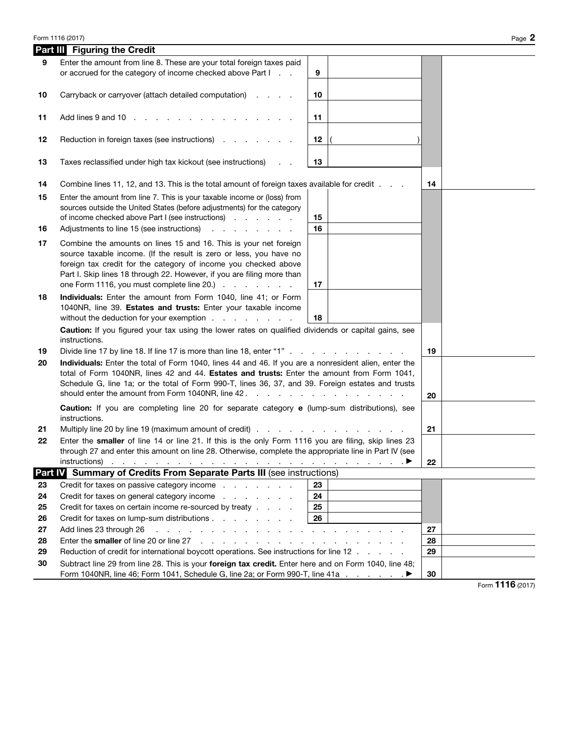## Part III Figuring the Credit

| | | | | | |
|---|---|---|---|---|---|
| 9 | Enter the amount from line 8. These are your total foreign taxes paid or accrued for the category of income checked above Part I | 9 | | | |
| 10 | Carryback or carryover (attach detailed computation) | 10 | | | |
| 11 | Add lines 9 and 10 | 11 | | | |
| 12 | Reduction in foreign taxes (see instructions) | 12 | ( ) | | |
| 13 | Taxes reclassified under high tax kickout (see instructions) | 13 | | | |
| 14 | Combine lines 11, 12, and 13. This is the total amount of foreign taxes available for credit | | | 14 | |
| 15 | Enter the amount from line 7. This is your taxable income or (loss) from sources outside the United States (before adjustments) for the category of income checked above Part I (see instructions) | 15 | | | |
| 16 | Adjustments to line 15 (see instructions) | 16 | | | |
| 17 | Combine the amounts on lines 15 and 16. This is your net foreign source taxable income. (If the result is zero or less, you have no foreign tax credit for the category of income you checked above Part I. Skip lines 18 through 22. However, if you are filing more than one Form 1116, you must complete line 20.) | 17 | | | |
| 18 | **Individuals:** Enter the amount from Form 1040, line 41; or Form 1040NR, line 39. **Estates and trusts:** Enter your taxable income without the deduction for your exemption | 18 | | | |
| | **Caution:** If you figured your tax using the lower rates on qualified dividends or capital gains, see instructions. | | | | |
| 19 | Divide line 17 by line 18. If line 17 is more than line 18, enter "1" | | | 19 | |
| 20 | **Individuals:** Enter the total of Form 1040, lines 44 and 46. If you are a nonresident alien, enter the total of Form 1040NR, lines 42 and 44. **Estates and trusts:** Enter the amount from Form 1041, Schedule G, line 1a; or the total of Form 990-T, lines 36, 37, and 39. Foreign estates and trusts should enter the amount from Form 1040NR, line 42 | | | 20 | |
| | **Caution:** If you are completing line 20 for separate category **e** (lump-sum distributions), see instructions. | | | | |
| 21 | Multiply line 20 by line 19 (maximum amount of credit) | | | 21 | |
| 22 | Enter the **smaller** of line 14 or line 21. If this is the only Form 1116 you are filing, skip lines 23 through 27 and enter this amount on line 28. Otherwise, complete the appropriate line in Part IV (see instructions) ▶ | | | 22 | |

## Part IV Summary of Credits From Separate Parts III (see instructions)

| | | | | | |
|---|---|---|---|---|---|
| 23 | Credit for taxes on passive category income | 23 | | | |
| 24 | Credit for taxes on general category income | 24 | | | |
| 25 | Credit for taxes on certain income re-sourced by treaty | 25 | | | |
| 26 | Credit for taxes on lump-sum distributions | 26 | | | |
| 27 | Add lines 23 through 26 | | | 27 | |
| 28 | Enter the **smaller** of line 20 or line 27 | | | 28 | |
| 29 | Reduction of credit for international boycott operations. See instructions for line 12 | | | 29 | |
| 30 | Subtract line 29 from line 28. This is your **foreign tax credit.** Enter here and on Form 1040, line 48; Form 1040NR, line 46; Form 1041, Schedule G, line 2a; or Form 990-T, line 41a ▶ | | | 30 | |

Form **1116** (2017)